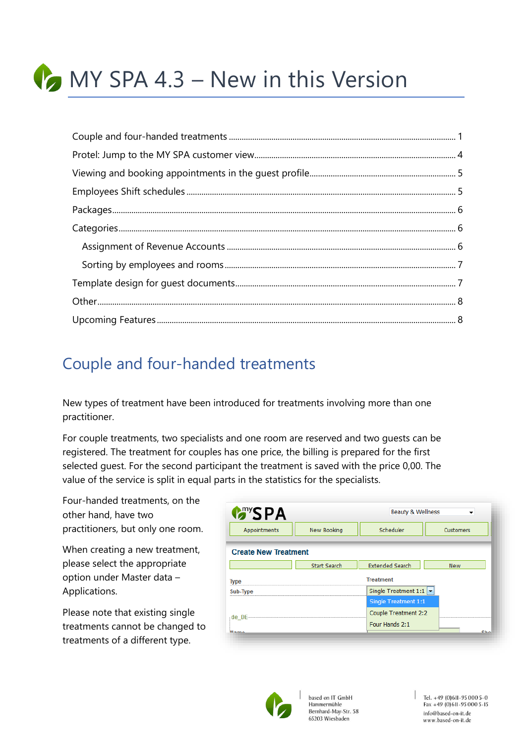# MY SPA 4.3 – New in this Version

Couple and four-handed treatments ........ 1
Protel: Jump to the MY SPA customer view ........ 4
Viewing and booking appointments in the guest profile ........ 5
Employees Shift schedules ........ 5
Packages ........ 6
Categories ........ 6
  Assignment of Revenue Accounts ........ 6
  Sorting by employees and rooms ........ 7
Template design for guest documents ........ 7
Other ........ 8
Upcoming Features ........ 8

## Couple and four-handed treatments

New types of treatment have been introduced for treatments involving more than one practitioner.

For couple treatments, two specialists and one room are reserved and two guests can be registered. The treatment for couples has one price, the billing is prepared for the first selected guest. For the second participant the treatment is saved with the price 0,00. The value of the service is split in equal parts in the statistics for the specialists.

Four-handed treatments, on the other hand, have two practitioners, but only one room.

When creating a new treatment, please select the appropriate option under Master data – Applications.

Please note that existing single treatments cannot be changed to treatments of a different type.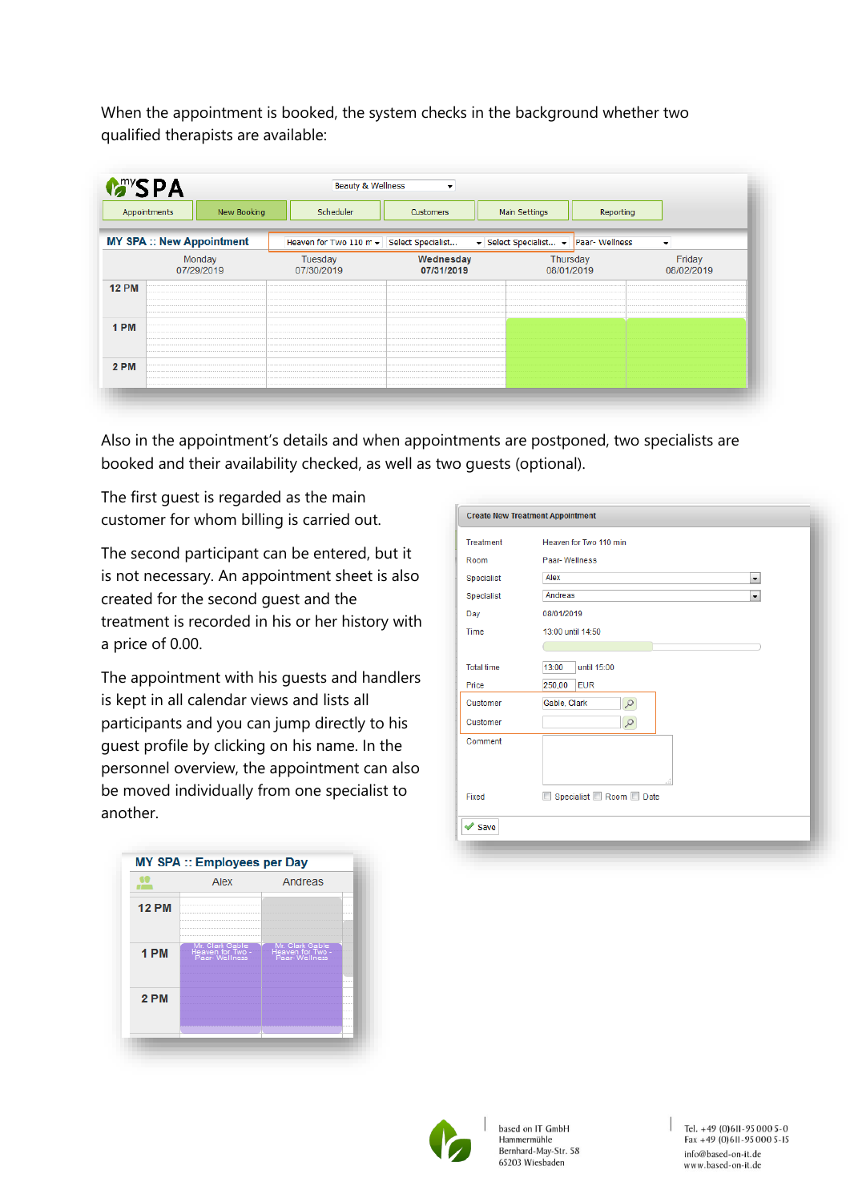When the appointment is booked, the system checks in the background whether two qualified therapists are available:

Also in the appointment's details and when appointments are postponed, two specialists are booked and their availability checked, as well as two guests (optional).

The first guest is regarded as the main customer for whom billing is carried out.

The second participant can be entered, but it is not necessary. An appointment sheet is also created for the second guest and the treatment is recorded in his or her history with a price of 0.00.

The appointment with his guests and handlers is kept in all calendar views and lists all participants and you can jump directly to his guest profile by clicking on his name. In the personnel overview, the appointment can also be moved individually from one specialist to another.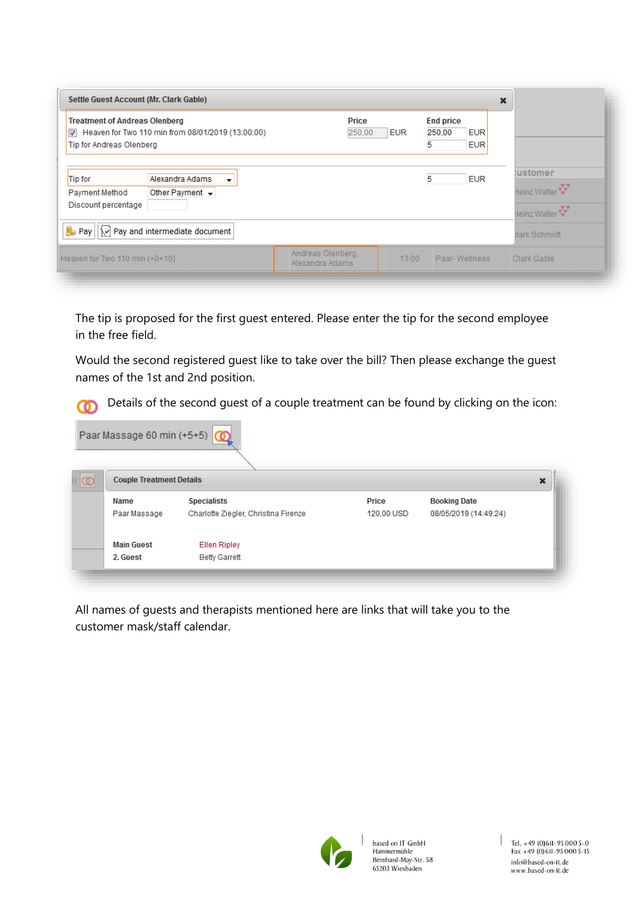The tip is proposed for the first guest entered. Please enter the tip for the second employee in the free field.

Would the second registered guest like to take over the bill? Then please exchange the guest names of the 1st and 2nd position.

Details of the second guest of a couple treatment can be found by clicking on the icon:

All names of guests and therapists mentioned here are links that will take you to the customer mask/staff calendar.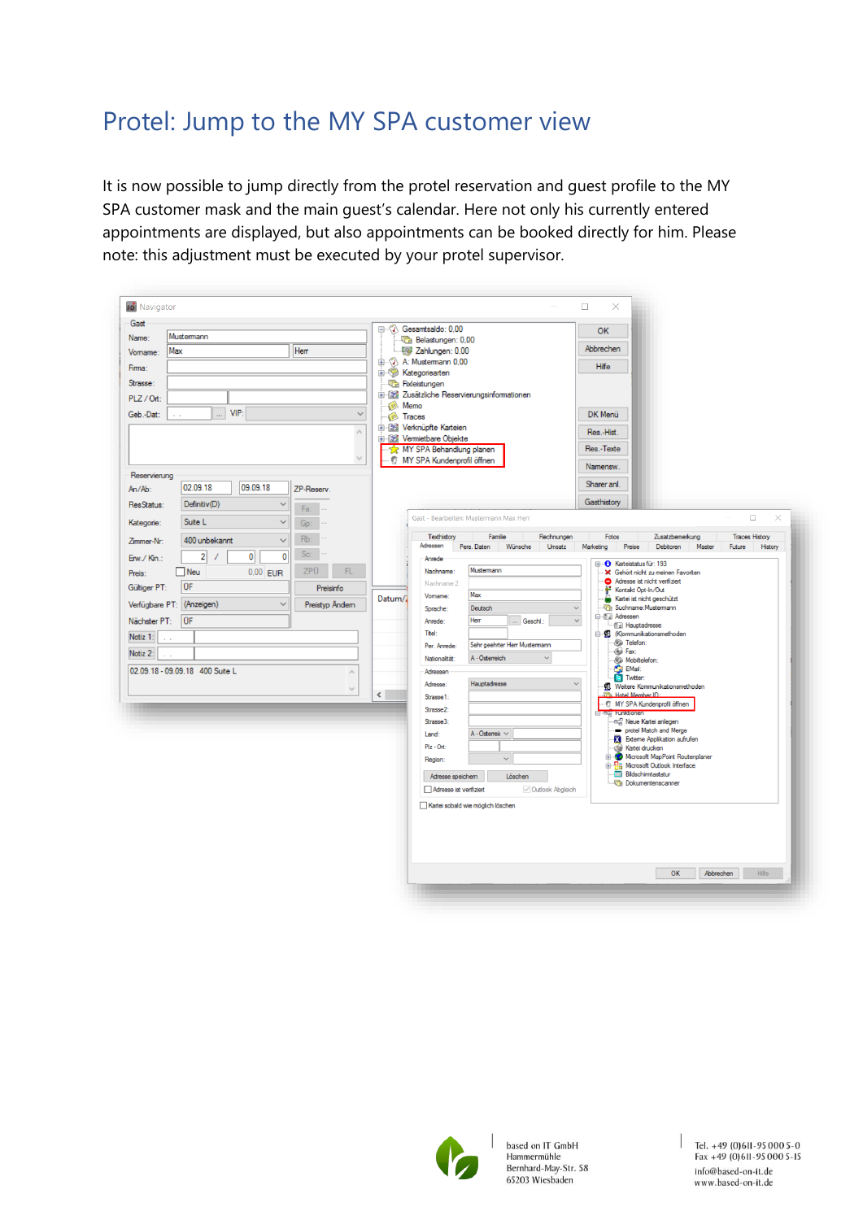# Protel: Jump to the MY SPA customer view

It is now possible to jump directly from the protel reservation and guest profile to the MY SPA customer mask and the main guest's calendar. Here not only his currently entered appointments are displayed, but also appointments can be booked directly for him. Please note: this adjustment must be executed by your protel supervisor.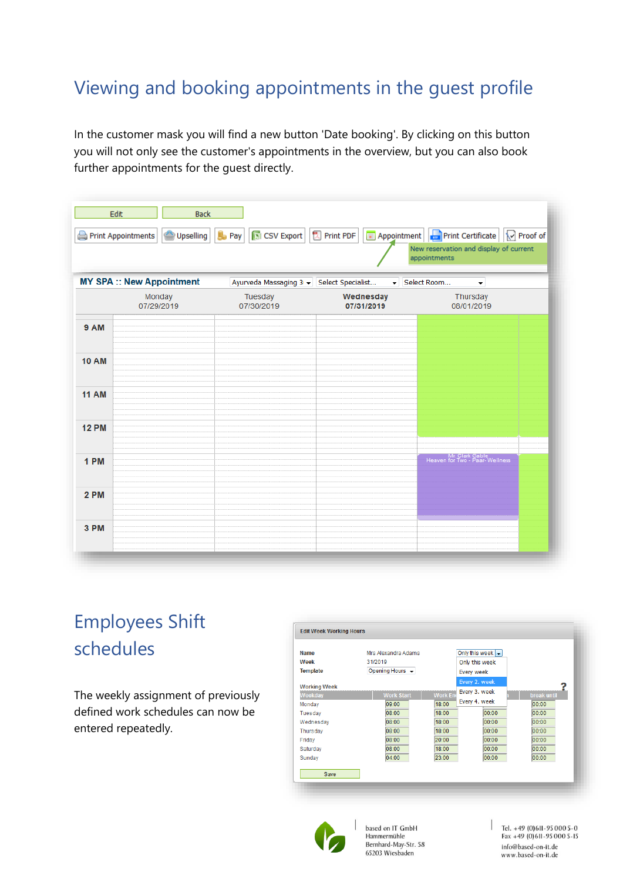# Viewing and booking appointments in the guest profile

In the customer mask you will find a new button 'Date booking'. By clicking on this button you will not only see the customer's appointments in the overview, but you can also book further appointments for the guest directly.

# Employees Shift schedules

The weekly assignment of previously defined work schedules can now be entered repeatedly.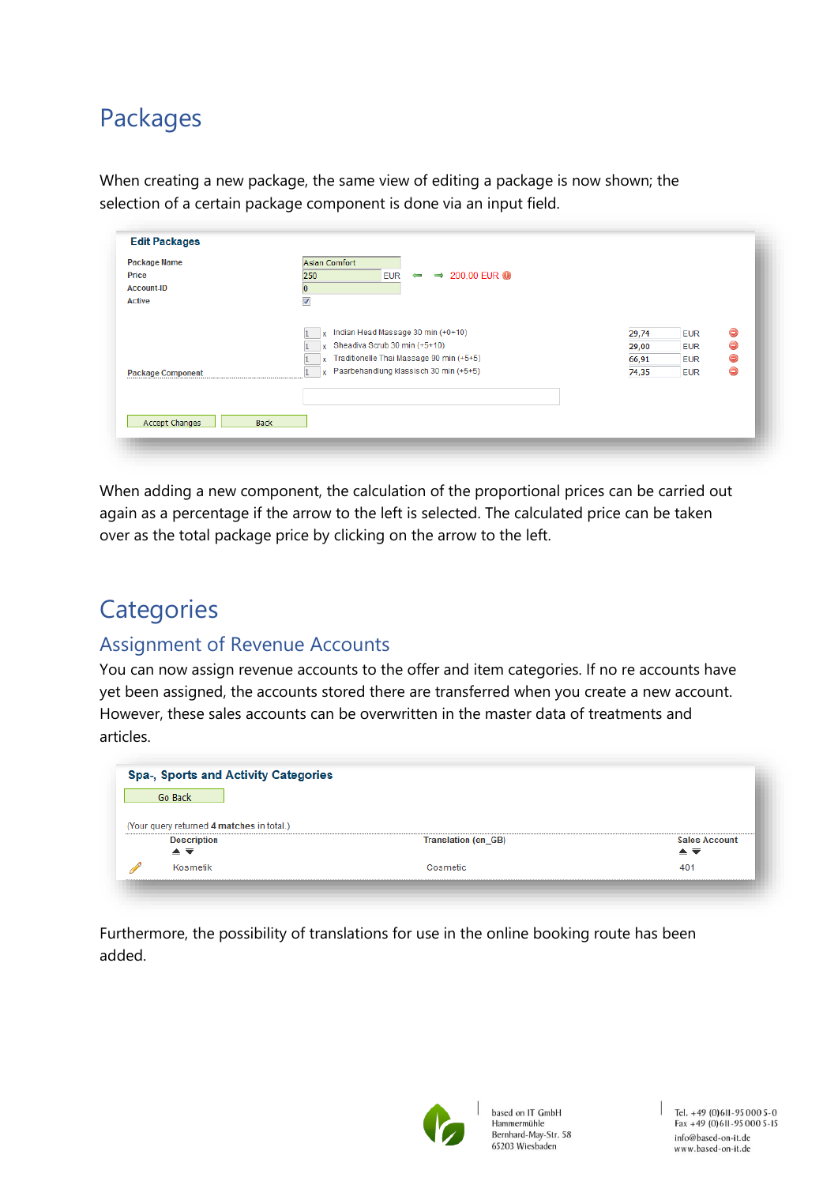# Packages

When creating a new package, the same view of editing a package is now shown; the selection of a certain package component is done via an input field.

When adding a new component, the calculation of the proportional prices can be carried out again as a percentage if the arrow to the left is selected. The calculated price can be taken over as the total package price by clicking on the arrow to the left.

# Categories

## Assignment of Revenue Accounts

You can now assign revenue accounts to the offer and item categories. If no re accounts have yet been assigned, the accounts stored there are transferred when you create a new account. However, these sales accounts can be overwritten in the master data of treatments and articles.

Furthermore, the possibility of translations for use in the online booking route has been added.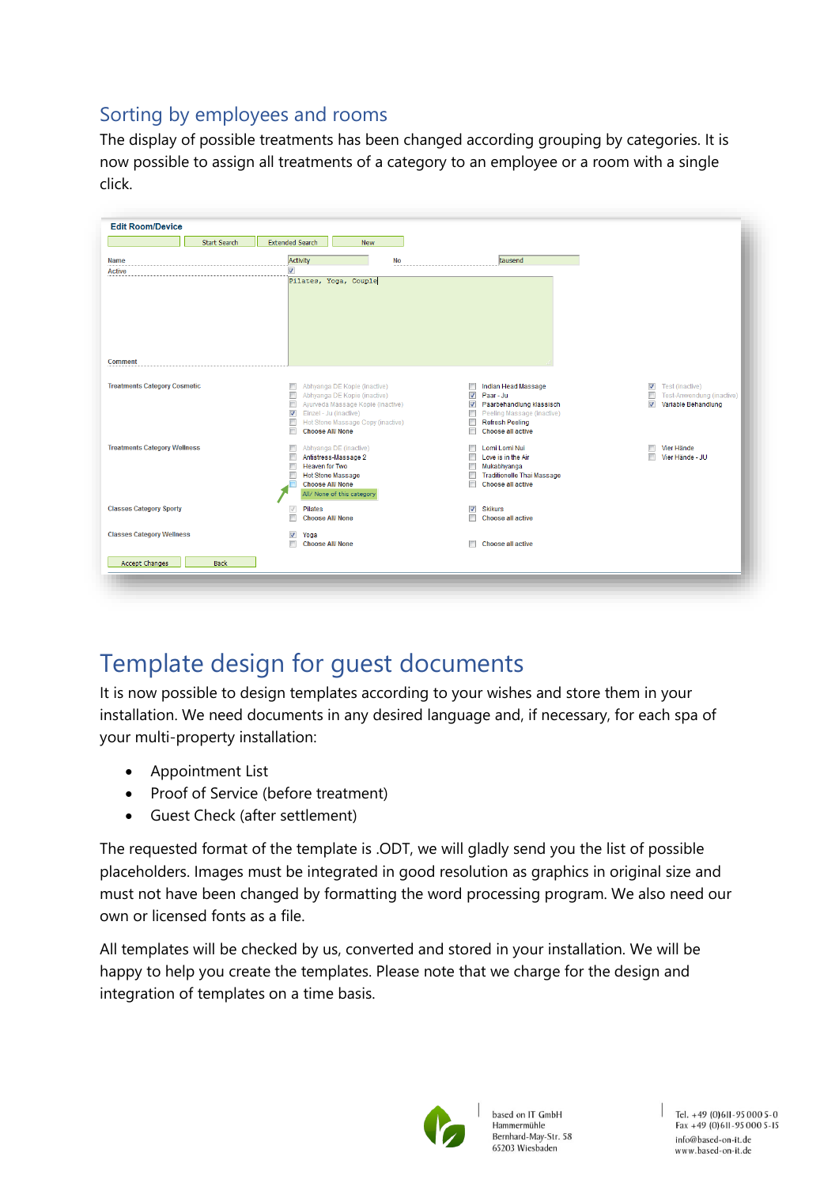## Sorting by employees and rooms

The display of possible treatments has been changed according grouping by categories. It is now possible to assign all treatments of a category to an employee or a room with a single click.

# Template design for guest documents

It is now possible to design templates according to your wishes and store them in your installation. We need documents in any desired language and, if necessary, for each spa of your multi-property installation:

- Appointment List
- Proof of Service (before treatment)
- Guest Check (after settlement)

The requested format of the template is .ODT, we will gladly send you the list of possible placeholders. Images must be integrated in good resolution as graphics in original size and must not have been changed by formatting the word processing program. We also need our own or licensed fonts as a file.

All templates will be checked by us, converted and stored in your installation. We will be happy to help you create the templates. Please note that we charge for the design and integration of templates on a time basis.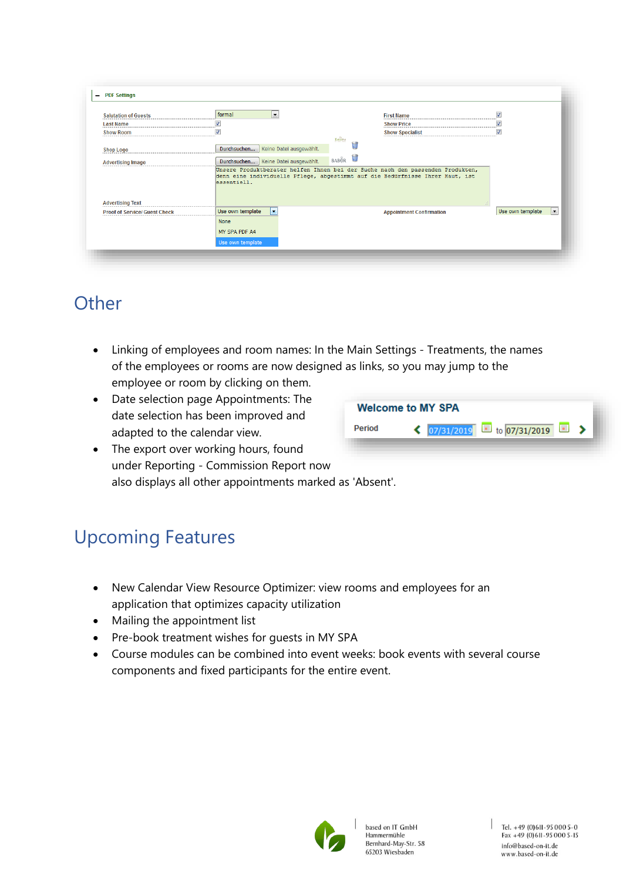## Other

- Linking of employees and room names: In the Main Settings - Treatments, the names of the employees or rooms are now designed as links, so you may jump to the employee or room by clicking on them.
- Date selection page Appointments: The date selection has been improved and adapted to the calendar view.
- The export over working hours, found under Reporting - Commission Report now also displays all other appointments marked as 'Absent'.

## Upcoming Features

- New Calendar View Resource Optimizer: view rooms and employees for an application that optimizes capacity utilization
- Mailing the appointment list
- Pre-book treatment wishes for guests in MY SPA
- Course modules can be combined into event weeks: book events with several course components and fixed participants for the entire event.

based on IT GmbH
Hammermühle
Bernhard-May-Str. 58
65203 Wiesbaden

Tel. +49 (0)611-95 000 5-0
Fax +49 (0)611-95 000 5-15
info@based-on-it.de
www.based-on-it.de